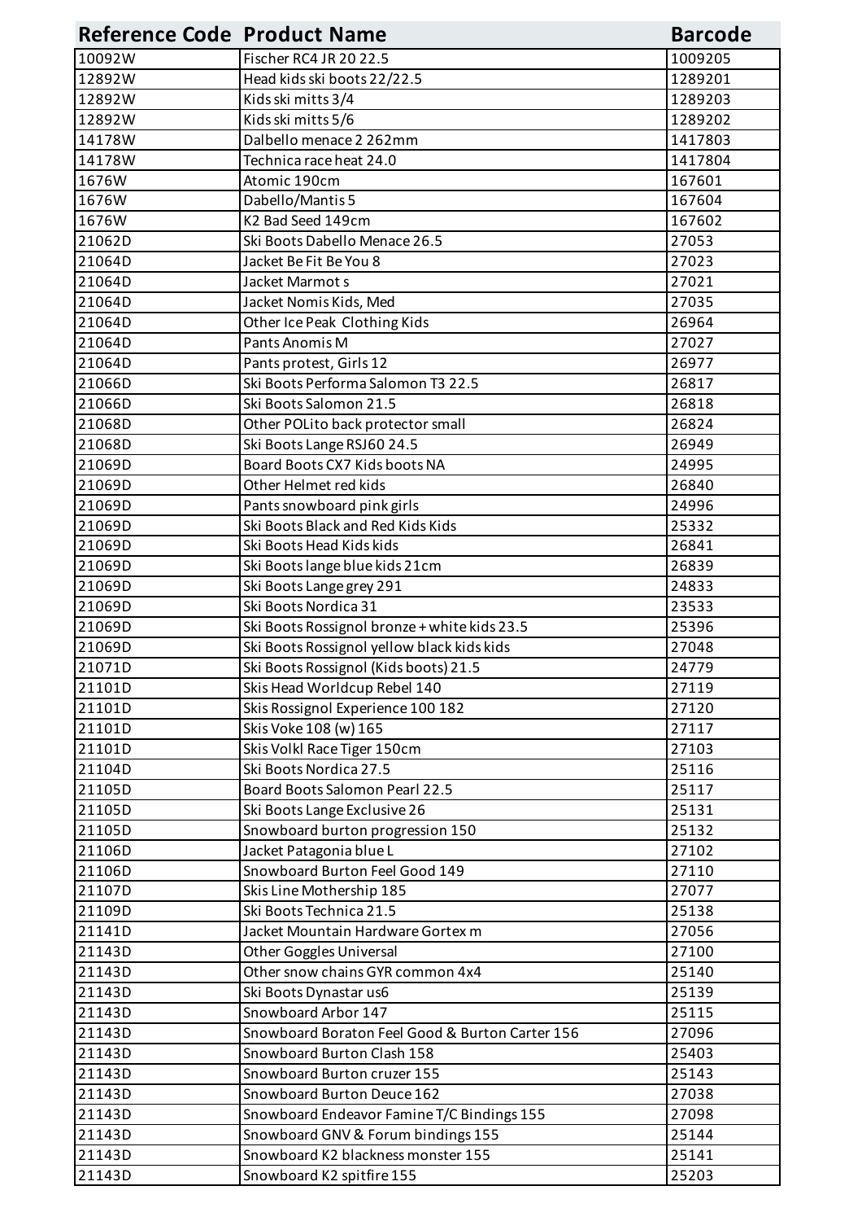| Reference Code | Product Name | Barcode |
|---|---|---|
| 10092W | Fischer RC4 JR 20 22.5 | 1009205 |
| 12892W | Head kids ski boots 22/22.5 | 1289201 |
| 12892W | Kids ski mitts 3/4 | 1289203 |
| 12892W | Kids ski mitts 5/6 | 1289202 |
| 14178W | Dalbello menace 2 262mm | 1417803 |
| 14178W | Technica race heat 24.0 | 1417804 |
| 1676W | Atomic 190cm | 167601 |
| 1676W | Dabello/Mantis 5 | 167604 |
| 1676W | K2 Bad Seed 149cm | 167602 |
| 21062D | Ski Boots Dabello Menace 26.5 | 27053 |
| 21064D | Jacket Be Fit Be You 8 | 27023 |
| 21064D | Jacket Marmot s | 27021 |
| 21064D | Jacket Nomis Kids, Med | 27035 |
| 21064D | Other Ice Peak Clothing Kids | 26964 |
| 21064D | Pants Anomis M | 27027 |
| 21064D | Pants protest, Girls 12 | 26977 |
| 21066D | Ski Boots Performa Salomon T3 22.5 | 26817 |
| 21066D | Ski Boots Salomon 21.5 | 26818 |
| 21068D | Other POLito back protector small | 26824 |
| 21068D | Ski Boots Lange RSJ60 24.5 | 26949 |
| 21069D | Board Boots CX7 Kids boots NA | 24995 |
| 21069D | Other Helmet red kids | 26840 |
| 21069D | Pants snowboard pink girls | 24996 |
| 21069D | Ski Boots Black and Red Kids Kids | 25332 |
| 21069D | Ski Boots Head Kids kids | 26841 |
| 21069D | Ski Boots lange blue kids 21cm | 26839 |
| 21069D | Ski Boots Lange grey 291 | 24833 |
| 21069D | Ski Boots Nordica 31 | 23533 |
| 21069D | Ski Boots Rossignol bronze + white kids 23.5 | 25396 |
| 21069D | Ski Boots Rossignol yellow black kids kids | 27048 |
| 21071D | Ski Boots Rossignol (Kids boots) 21.5 | 24779 |
| 21101D | Skis Head Worldcup Rebel 140 | 27119 |
| 21101D | Skis Rossignol Experience 100 182 | 27120 |
| 21101D | Skis Voke 108 (w) 165 | 27117 |
| 21101D | Skis Volkl Race Tiger 150cm | 27103 |
| 21104D | Ski Boots Nordica 27.5 | 25116 |
| 21105D | Board Boots Salomon Pearl 22.5 | 25117 |
| 21105D | Ski Boots Lange Exclusive 26 | 25131 |
| 21105D | Snowboard burton progression 150 | 25132 |
| 21106D | Jacket Patagonia blue L | 27102 |
| 21106D | Snowboard Burton Feel Good 149 | 27110 |
| 21107D | Skis Line Mothership 185 | 27077 |
| 21109D | Ski Boots Technica 21.5 | 25138 |
| 21141D | Jacket Mountain Hardware Gortex m | 27056 |
| 21143D | Other Goggles Universal | 27100 |
| 21143D | Other snow chains GYR common 4x4 | 25140 |
| 21143D | Ski Boots Dynastar us6 | 25139 |
| 21143D | Snowboard Arbor 147 | 25115 |
| 21143D | Snowboard Boraton Feel Good & Burton Carter 156 | 27096 |
| 21143D | Snowboard Burton Clash 158 | 25403 |
| 21143D | Snowboard Burton cruzer 155 | 25143 |
| 21143D | Snowboard Burton Deuce 162 | 27038 |
| 21143D | Snowboard Endeavor Famine T/C Bindings 155 | 27098 |
| 21143D | Snowboard GNV & Forum bindings 155 | 25144 |
| 21143D | Snowboard K2 blackness monster 155 | 25141 |
| 21143D | Snowboard K2 spitfire 155 | 25203 |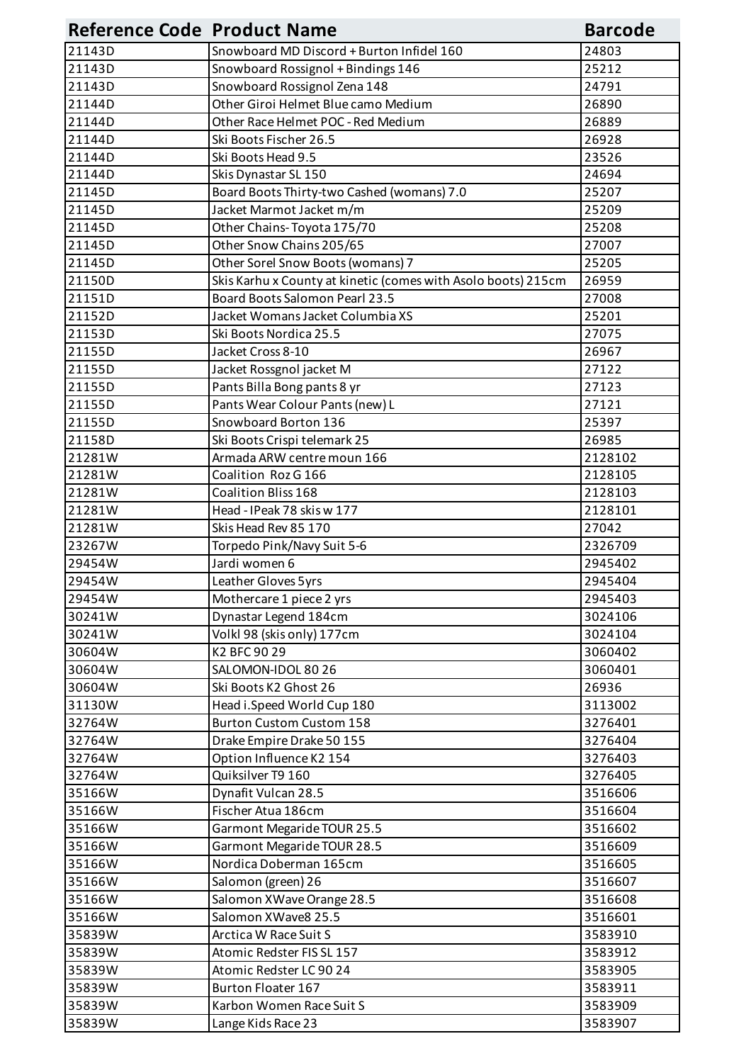| Reference Code | Product Name | Barcode |
|---|---|---|
| 21143D | Snowboard MD Discord + Burton Infidel 160 | 24803 |
| 21143D | Snowboard Rossignol + Bindings 146 | 25212 |
| 21143D | Snowboard Rossignol Zena 148 | 24791 |
| 21144D | Other Giroi Helmet Blue camo Medium | 26890 |
| 21144D | Other Race Helmet POC - Red Medium | 26889 |
| 21144D | Ski Boots Fischer 26.5 | 26928 |
| 21144D | Ski Boots Head 9.5 | 23526 |
| 21144D | Skis Dynastar SL 150 | 24694 |
| 21145D | Board Boots Thirty-two Cashed (womans) 7.0 | 25207 |
| 21145D | Jacket Marmot Jacket m/m | 25209 |
| 21145D | Other Chains- Toyota 175/70 | 25208 |
| 21145D | Other Snow Chains 205/65 | 27007 |
| 21145D | Other Sorel Snow Boots (womans) 7 | 25205 |
| 21150D | Skis Karhu x County at kinetic (comes with Asolo boots) 215cm | 26959 |
| 21151D | Board Boots Salomon Pearl 23.5 | 27008 |
| 21152D | Jacket Womans Jacket Columbia XS | 25201 |
| 21153D | Ski Boots Nordica 25.5 | 27075 |
| 21155D | Jacket Cross 8-10 | 26967 |
| 21155D | Jacket Rossgnol jacket M | 27122 |
| 21155D | Pants Billa Bong pants 8 yr | 27123 |
| 21155D | Pants Wear Colour Pants (new) L | 27121 |
| 21155D | Snowboard Borton 136 | 25397 |
| 21158D | Ski Boots Crispi telemark 25 | 26985 |
| 21281W | Armada ARW centre moun 166 | 2128102 |
| 21281W | Coalition Roz G 166 | 2128105 |
| 21281W | Coalition Bliss 168 | 2128103 |
| 21281W | Head - IPeak 78 skis w 177 | 2128101 |
| 21281W | Skis Head Rev 85 170 | 27042 |
| 23267W | Torpedo Pink/Navy Suit 5-6 | 2326709 |
| 29454W | Jardi women 6 | 2945402 |
| 29454W | Leather Gloves 5yrs | 2945404 |
| 29454W | Mothercare 1 piece 2 yrs | 2945403 |
| 30241W | Dynastar Legend 184cm | 3024106 |
| 30241W | Volkl 98 (skis only) 177cm | 3024104 |
| 30604W | K2 BFC 90 29 | 3060402 |
| 30604W | SALOMON-IDOL 80 26 | 3060401 |
| 30604W | Ski Boots K2 Ghost 26 | 26936 |
| 31130W | Head i.Speed World Cup 180 | 3113002 |
| 32764W | Burton Custom Custom 158 | 3276401 |
| 32764W | Drake Empire Drake 50 155 | 3276404 |
| 32764W | Option Influence K2 154 | 3276403 |
| 32764W | Quiksilver T9 160 | 3276405 |
| 35166W | Dynafit Vulcan 28.5 | 3516606 |
| 35166W | Fischer Atua 186cm | 3516604 |
| 35166W | Garmont Megaride TOUR 25.5 | 3516602 |
| 35166W | Garmont Megaride TOUR 28.5 | 3516609 |
| 35166W | Nordica Doberman 165cm | 3516605 |
| 35166W | Salomon (green) 26 | 3516607 |
| 35166W | Salomon XWave Orange 28.5 | 3516608 |
| 35166W | Salomon XWave8 25.5 | 3516601 |
| 35839W | Arctica W Race Suit S | 3583910 |
| 35839W | Atomic Redster FIS SL 157 | 3583912 |
| 35839W | Atomic Redster LC 90 24 | 3583905 |
| 35839W | Burton Floater 167 | 3583911 |
| 35839W | Karbon Women Race Suit S | 3583909 |
| 35839W | Lange Kids Race 23 | 3583907 |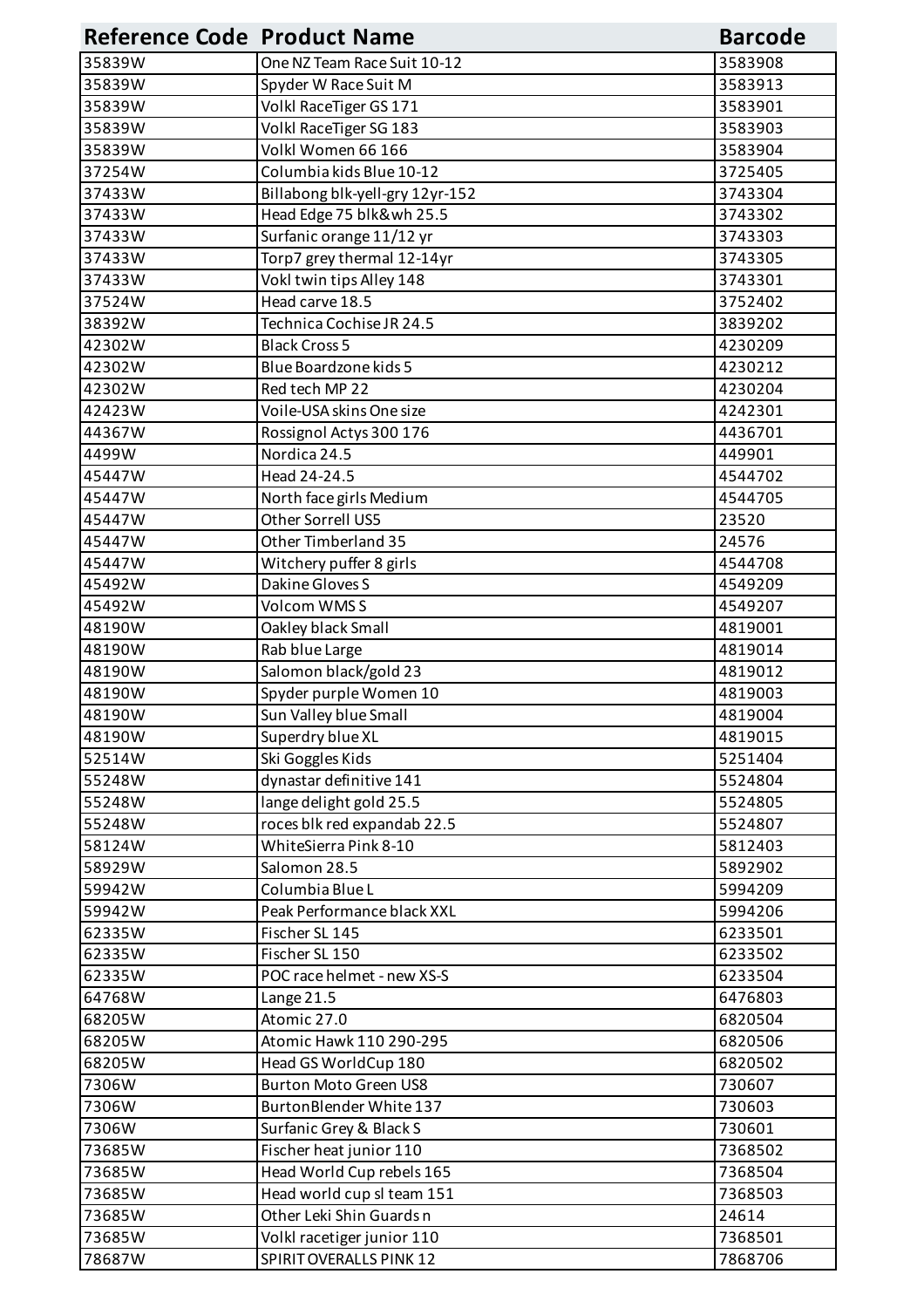| Reference Code | Product Name | Barcode |
|---|---|---|
| 35839W | One NZ Team Race Suit 10-12 | 3583908 |
| 35839W | Spyder W Race Suit M | 3583913 |
| 35839W | Volkl RaceTiger GS 171 | 3583901 |
| 35839W | Volkl RaceTiger SG 183 | 3583903 |
| 35839W | Volkl Women 66 166 | 3583904 |
| 37254W | Columbia kids Blue 10-12 | 3725405 |
| 37433W | Billabong blk-yell-gry 12yr-152 | 3743304 |
| 37433W | Head Edge 75 blk&wh 25.5 | 3743302 |
| 37433W | Surfanic orange 11/12 yr | 3743303 |
| 37433W | Torp7 grey thermal 12-14yr | 3743305 |
| 37433W | Vokl twin tips Alley 148 | 3743301 |
| 37524W | Head carve 18.5 | 3752402 |
| 38392W | Technica Cochise JR 24.5 | 3839202 |
| 42302W | Black Cross 5 | 4230209 |
| 42302W | Blue Boardzone kids 5 | 4230212 |
| 42302W | Red tech MP 22 | 4230204 |
| 42423W | Voile-USA skins One size | 4242301 |
| 44367W | Rossignol Actys 300 176 | 4436701 |
| 4499W | Nordica 24.5 | 449901 |
| 45447W | Head 24-24.5 | 4544702 |
| 45447W | North face girls Medium | 4544705 |
| 45447W | Other Sorrell US5 | 23520 |
| 45447W | Other Timberland 35 | 24576 |
| 45447W | Witchery puffer 8 girls | 4544708 |
| 45492W | Dakine Gloves S | 4549209 |
| 45492W | Volcom WMS S | 4549207 |
| 48190W | Oakley black Small | 4819001 |
| 48190W | Rab blue Large | 4819014 |
| 48190W | Salomon black/gold 23 | 4819012 |
| 48190W | Spyder purple Women 10 | 4819003 |
| 48190W | Sun Valley blue Small | 4819004 |
| 48190W | Superdry blue XL | 4819015 |
| 52514W | Ski Goggles Kids | 5251404 |
| 55248W | dynastar definitive 141 | 5524804 |
| 55248W | lange delight gold 25.5 | 5524805 |
| 55248W | roces blk red expandab 22.5 | 5524807 |
| 58124W | WhiteSierra Pink 8-10 | 5812403 |
| 58929W | Salomon 28.5 | 5892902 |
| 59942W | Columbia Blue L | 5994209 |
| 59942W | Peak Performance black XXL | 5994206 |
| 62335W | Fischer SL 145 | 6233501 |
| 62335W | Fischer SL 150 | 6233502 |
| 62335W | POC race helmet - new XS-S | 6233504 |
| 64768W | Lange 21.5 | 6476803 |
| 68205W | Atomic 27.0 | 6820504 |
| 68205W | Atomic Hawk 110 290-295 | 6820506 |
| 68205W | Head GS WorldCup 180 | 6820502 |
| 7306W | Burton Moto Green US8 | 730607 |
| 7306W | BurtonBlender White 137 | 730603 |
| 7306W | Surfanic Grey & Black S | 730601 |
| 73685W | Fischer heat junior 110 | 7368502 |
| 73685W | Head World Cup rebels 165 | 7368504 |
| 73685W | Head world cup sl team 151 | 7368503 |
| 73685W | Other Leki Shin Guards n | 24614 |
| 73685W | Volkl racetiger junior 110 | 7368501 |
| 78687W | SPIRIT OVERALLS PINK 12 | 7868706 |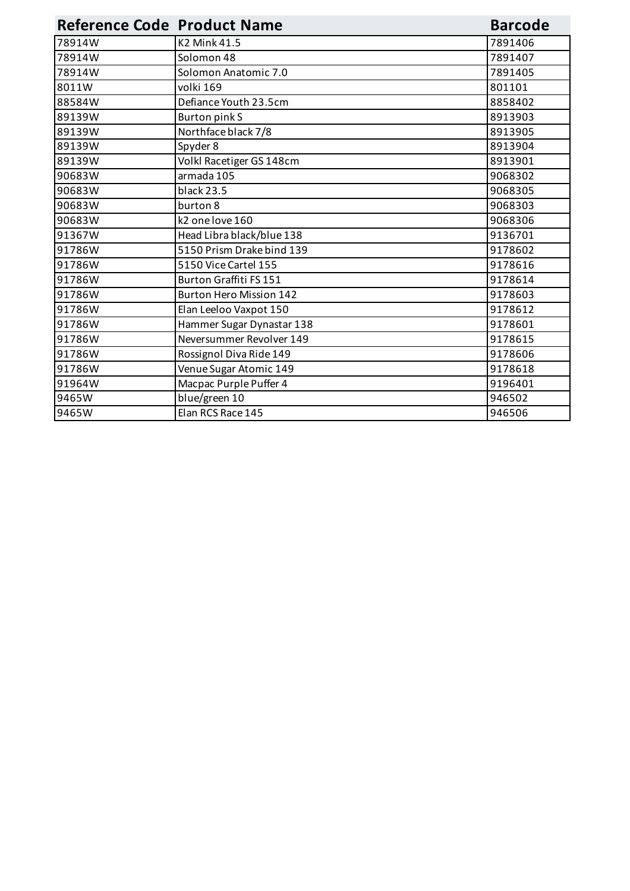| Reference Code | Product Name | Barcode |
|---|---|---|
| 78914W | K2 Mink 41.5 | 7891406 |
| 78914W | Solomon 48 | 7891407 |
| 78914W | Solomon Anatomic 7.0 | 7891405 |
| 8011W | volki 169 | 801101 |
| 88584W | Defiance Youth 23.5cm | 8858402 |
| 89139W | Burton pink S | 8913903 |
| 89139W | Northface black 7/8 | 8913905 |
| 89139W | Spyder 8 | 8913904 |
| 89139W | Volkl Racetiger GS 148cm | 8913901 |
| 90683W | armada 105 | 9068302 |
| 90683W | black 23.5 | 9068305 |
| 90683W | burton 8 | 9068303 |
| 90683W | k2 one love 160 | 9068306 |
| 91367W | Head Libra black/blue 138 | 9136701 |
| 91786W | 5150 Prism Drake bind 139 | 9178602 |
| 91786W | 5150 Vice Cartel 155 | 9178616 |
| 91786W | Burton Graffiti FS 151 | 9178614 |
| 91786W | Burton Hero Mission 142 | 9178603 |
| 91786W | Elan Leeloo Vaxpot 150 | 9178612 |
| 91786W | Hammer Sugar Dynastar 138 | 9178601 |
| 91786W | Neversummer Revolver 149 | 9178615 |
| 91786W | Rossignol Diva Ride 149 | 9178606 |
| 91786W | Venue Sugar Atomic 149 | 9178618 |
| 91964W | Macpac Purple Puffer 4 | 9196401 |
| 9465W | blue/green 10 | 946502 |
| 9465W | Elan RCS Race 145 | 946506 |